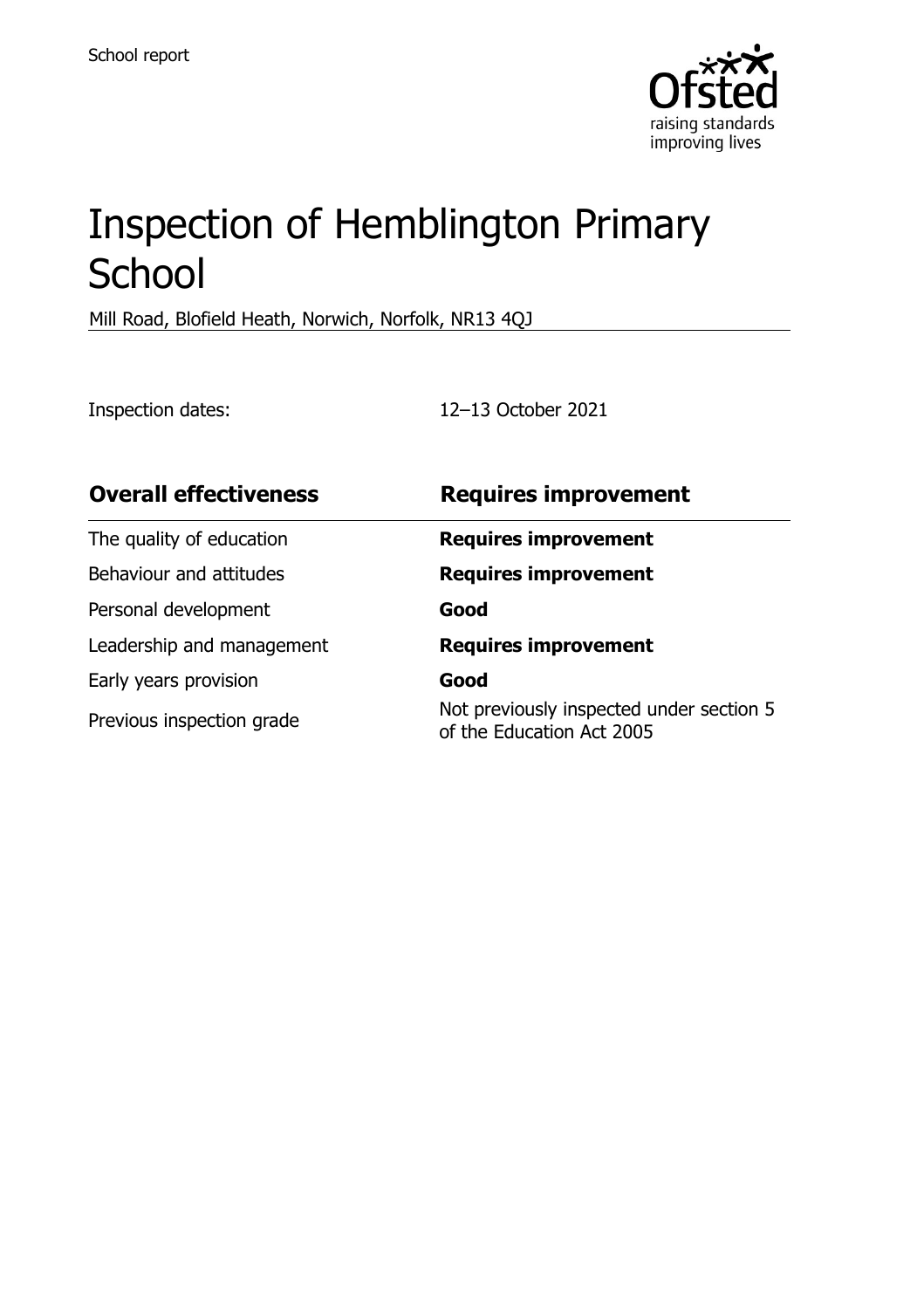School report

# Inspection of Hemblington Primary School

Mill Road, Blofield Heath, Norwich, Norfolk, NR13 4QJ

Inspection dates: 12–13 October 2021

| Overall effectiveness | Requires improvement |
|---|---|
| The quality of education | **Requires improvement** |
| Behaviour and attitudes | **Requires improvement** |
| Personal development | **Good** |
| Leadership and management | **Requires improvement** |
| Early years provision | **Good** |
| Previous inspection grade | Not previously inspected under section 5 of the Education Act 2005 |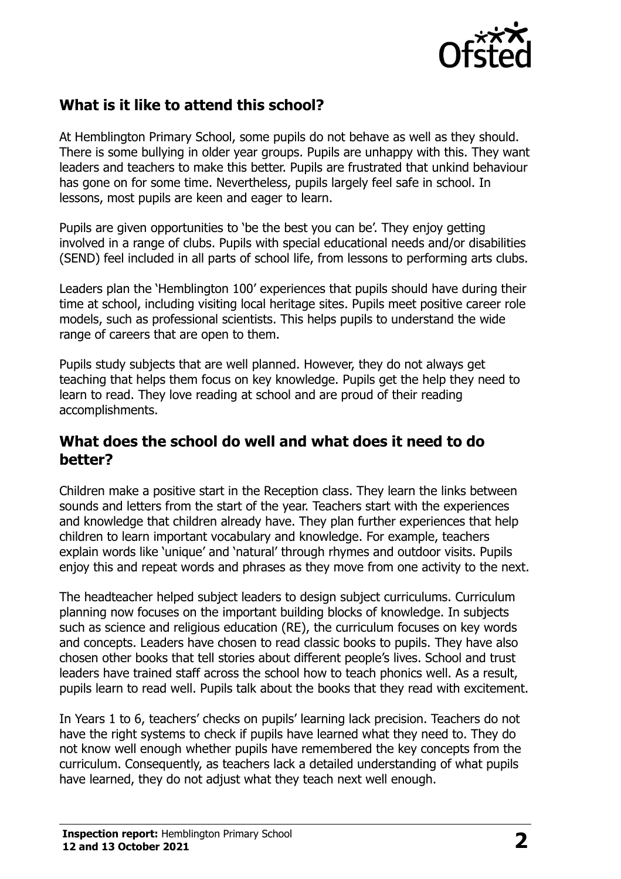## What is it like to attend this school?

At Hemblington Primary School, some pupils do not behave as well as they should. There is some bullying in older year groups. Pupils are unhappy with this. They want leaders and teachers to make this better. Pupils are frustrated that unkind behaviour has gone on for some time. Nevertheless, pupils largely feel safe in school. In lessons, most pupils are keen and eager to learn.

Pupils are given opportunities to 'be the best you can be'. They enjoy getting involved in a range of clubs. Pupils with special educational needs and/or disabilities (SEND) feel included in all parts of school life, from lessons to performing arts clubs.

Leaders plan the 'Hemblington 100' experiences that pupils should have during their time at school, including visiting local heritage sites. Pupils meet positive career role models, such as professional scientists. This helps pupils to understand the wide range of careers that are open to them.

Pupils study subjects that are well planned. However, they do not always get teaching that helps them focus on key knowledge. Pupils get the help they need to learn to read. They love reading at school and are proud of their reading accomplishments.

## What does the school do well and what does it need to do better?

Children make a positive start in the Reception class. They learn the links between sounds and letters from the start of the year. Teachers start with the experiences and knowledge that children already have. They plan further experiences that help children to learn important vocabulary and knowledge. For example, teachers explain words like 'unique' and 'natural' through rhymes and outdoor visits. Pupils enjoy this and repeat words and phrases as they move from one activity to the next.

The headteacher helped subject leaders to design subject curriculums. Curriculum planning now focuses on the important building blocks of knowledge. In subjects such as science and religious education (RE), the curriculum focuses on key words and concepts. Leaders have chosen to read classic books to pupils. They have also chosen other books that tell stories about different people's lives. School and trust leaders have trained staff across the school how to teach phonics well. As a result, pupils learn to read well. Pupils talk about the books that they read with excitement.

In Years 1 to 6, teachers' checks on pupils' learning lack precision. Teachers do not have the right systems to check if pupils have learned what they need to. They do not know well enough whether pupils have remembered the key concepts from the curriculum. Consequently, as teachers lack a detailed understanding of what pupils have learned, they do not adjust what they teach next well enough.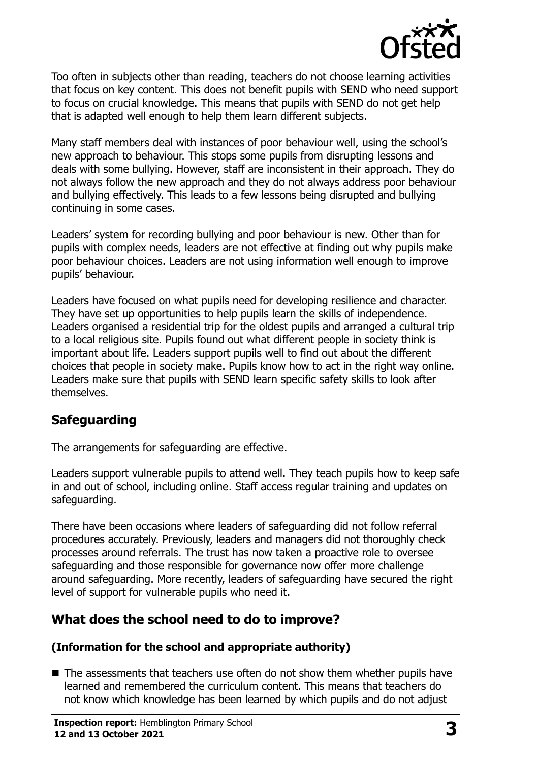Too often in subjects other than reading, teachers do not choose learning activities that focus on key content. This does not benefit pupils with SEND who need support to focus on crucial knowledge. This means that pupils with SEND do not get help that is adapted well enough to help them learn different subjects.

Many staff members deal with instances of poor behaviour well, using the school's new approach to behaviour. This stops some pupils from disrupting lessons and deals with some bullying. However, staff are inconsistent in their approach. They do not always follow the new approach and they do not always address poor behaviour and bullying effectively. This leads to a few lessons being disrupted and bullying continuing in some cases.

Leaders' system for recording bullying and poor behaviour is new. Other than for pupils with complex needs, leaders are not effective at finding out why pupils make poor behaviour choices. Leaders are not using information well enough to improve pupils' behaviour.

Leaders have focused on what pupils need for developing resilience and character. They have set up opportunities to help pupils learn the skills of independence. Leaders organised a residential trip for the oldest pupils and arranged a cultural trip to a local religious site. Pupils found out what different people in society think is important about life. Leaders support pupils well to find out about the different choices that people in society make. Pupils know how to act in the right way online. Leaders make sure that pupils with SEND learn specific safety skills to look after themselves.

## Safeguarding

The arrangements for safeguarding are effective.

Leaders support vulnerable pupils to attend well. They teach pupils how to keep safe in and out of school, including online. Staff access regular training and updates on safeguarding.

There have been occasions where leaders of safeguarding did not follow referral procedures accurately. Previously, leaders and managers did not thoroughly check processes around referrals. The trust has now taken a proactive role to oversee safeguarding and those responsible for governance now offer more challenge around safeguarding. More recently, leaders of safeguarding have secured the right level of support for vulnerable pupils who need it.

## What does the school need to do to improve?

### (Information for the school and appropriate authority)

- The assessments that teachers use often do not show them whether pupils have learned and remembered the curriculum content. This means that teachers do not know which knowledge has been learned by which pupils and do not adjust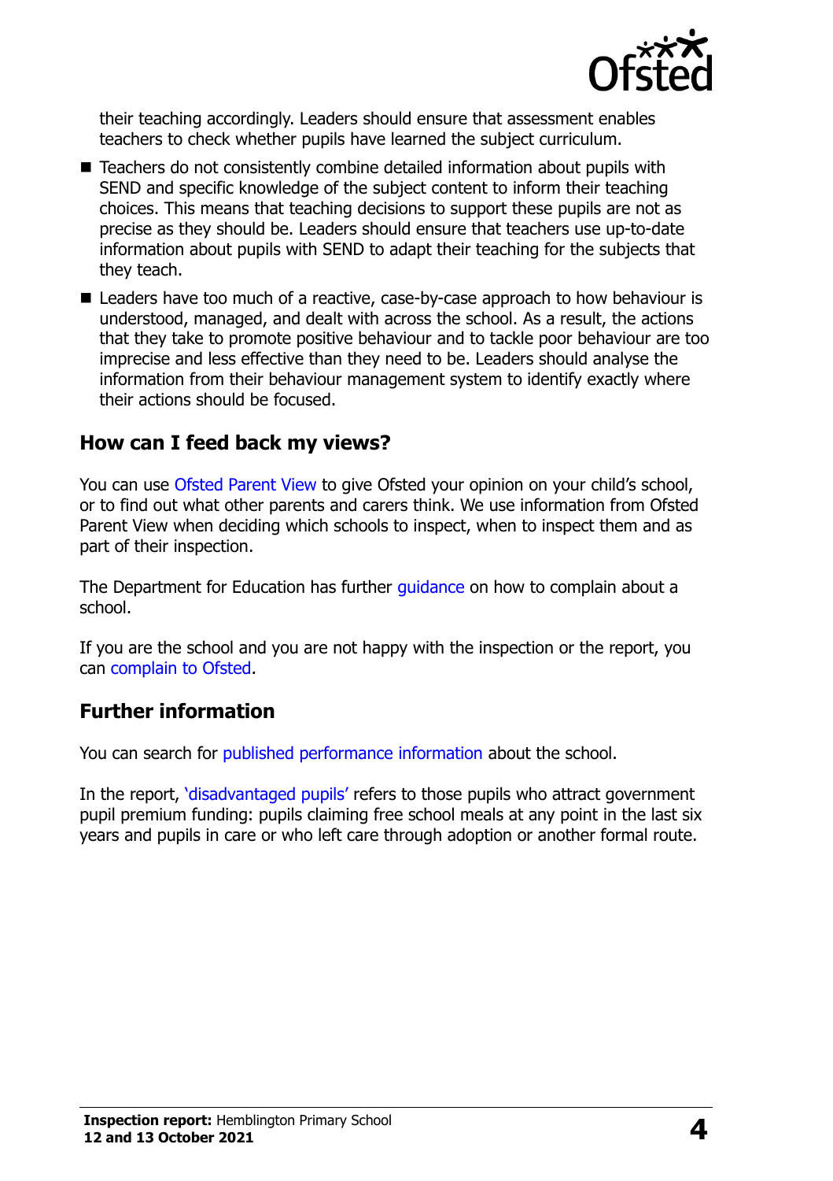their teaching accordingly. Leaders should ensure that assessment enables teachers to check whether pupils have learned the subject curriculum.

- Teachers do not consistently combine detailed information about pupils with SEND and specific knowledge of the subject content to inform their teaching choices. This means that teaching decisions to support these pupils are not as precise as they should be. Leaders should ensure that teachers use up-to-date information about pupils with SEND to adapt their teaching for the subjects that they teach.
- Leaders have too much of a reactive, case-by-case approach to how behaviour is understood, managed, and dealt with across the school. As a result, the actions that they take to promote positive behaviour and to tackle poor behaviour are too imprecise and less effective than they need to be. Leaders should analyse the information from their behaviour management system to identify exactly where their actions should be focused.

## How can I feed back my views?

You can use Ofsted Parent View to give Ofsted your opinion on your child's school, or to find out what other parents and carers think. We use information from Ofsted Parent View when deciding which schools to inspect, when to inspect them and as part of their inspection.

The Department for Education has further guidance on how to complain about a school.

If you are the school and you are not happy with the inspection or the report, you can complain to Ofsted.

## Further information

You can search for published performance information about the school.

In the report, 'disadvantaged pupils' refers to those pupils who attract government pupil premium funding: pupils claiming free school meals at any point in the last six years and pupils in care or who left care through adoption or another formal route.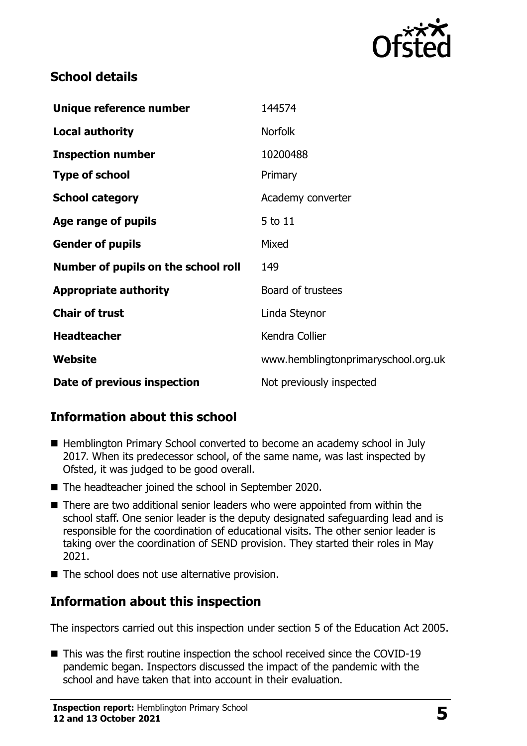## School details

| | |
|---|---|
| **Unique reference number** | 144574 |
| **Local authority** | Norfolk |
| **Inspection number** | 10200488 |
| **Type of school** | Primary |
| **School category** | Academy converter |
| **Age range of pupils** | 5 to 11 |
| **Gender of pupils** | Mixed |
| **Number of pupils on the school roll** | 149 |
| **Appropriate authority** | Board of trustees |
| **Chair of trust** | Linda Steynor |
| **Headteacher** | Kendra Collier |
| **Website** | www.hemblingtonprimaryschool.org.uk |
| **Date of previous inspection** | Not previously inspected |

## Information about this school

- Hemblington Primary School converted to become an academy school in July 2017. When its predecessor school, of the same name, was last inspected by Ofsted, it was judged to be good overall.
- The headteacher joined the school in September 2020.
- There are two additional senior leaders who were appointed from within the school staff. One senior leader is the deputy designated safeguarding lead and is responsible for the coordination of educational visits. The other senior leader is taking over the coordination of SEND provision. They started their roles in May 2021.
- The school does not use alternative provision.

## Information about this inspection

The inspectors carried out this inspection under section 5 of the Education Act 2005.

- This was the first routine inspection the school received since the COVID-19 pandemic began. Inspectors discussed the impact of the pandemic with the school and have taken that into account in their evaluation.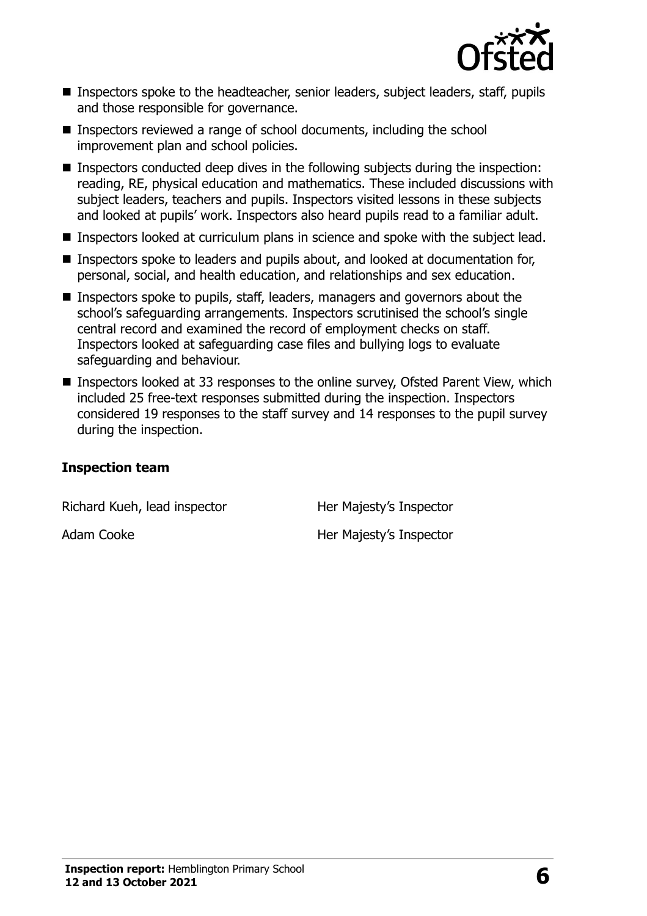- Inspectors spoke to the headteacher, senior leaders, subject leaders, staff, pupils and those responsible for governance.
- Inspectors reviewed a range of school documents, including the school improvement plan and school policies.
- Inspectors conducted deep dives in the following subjects during the inspection: reading, RE, physical education and mathematics. These included discussions with subject leaders, teachers and pupils. Inspectors visited lessons in these subjects and looked at pupils' work. Inspectors also heard pupils read to a familiar adult.
- Inspectors looked at curriculum plans in science and spoke with the subject lead.
- Inspectors spoke to leaders and pupils about, and looked at documentation for, personal, social, and health education, and relationships and sex education.
- Inspectors spoke to pupils, staff, leaders, managers and governors about the school's safeguarding arrangements. Inspectors scrutinised the school's single central record and examined the record of employment checks on staff. Inspectors looked at safeguarding case files and bullying logs to evaluate safeguarding and behaviour.
- Inspectors looked at 33 responses to the online survey, Ofsted Parent View, which included 25 free-text responses submitted during the inspection. Inspectors considered 19 responses to the staff survey and 14 responses to the pupil survey during the inspection.

### Inspection team

| | |
|---|---|
| Richard Kueh, lead inspector | Her Majesty's Inspector |
| Adam Cooke | Her Majesty's Inspector |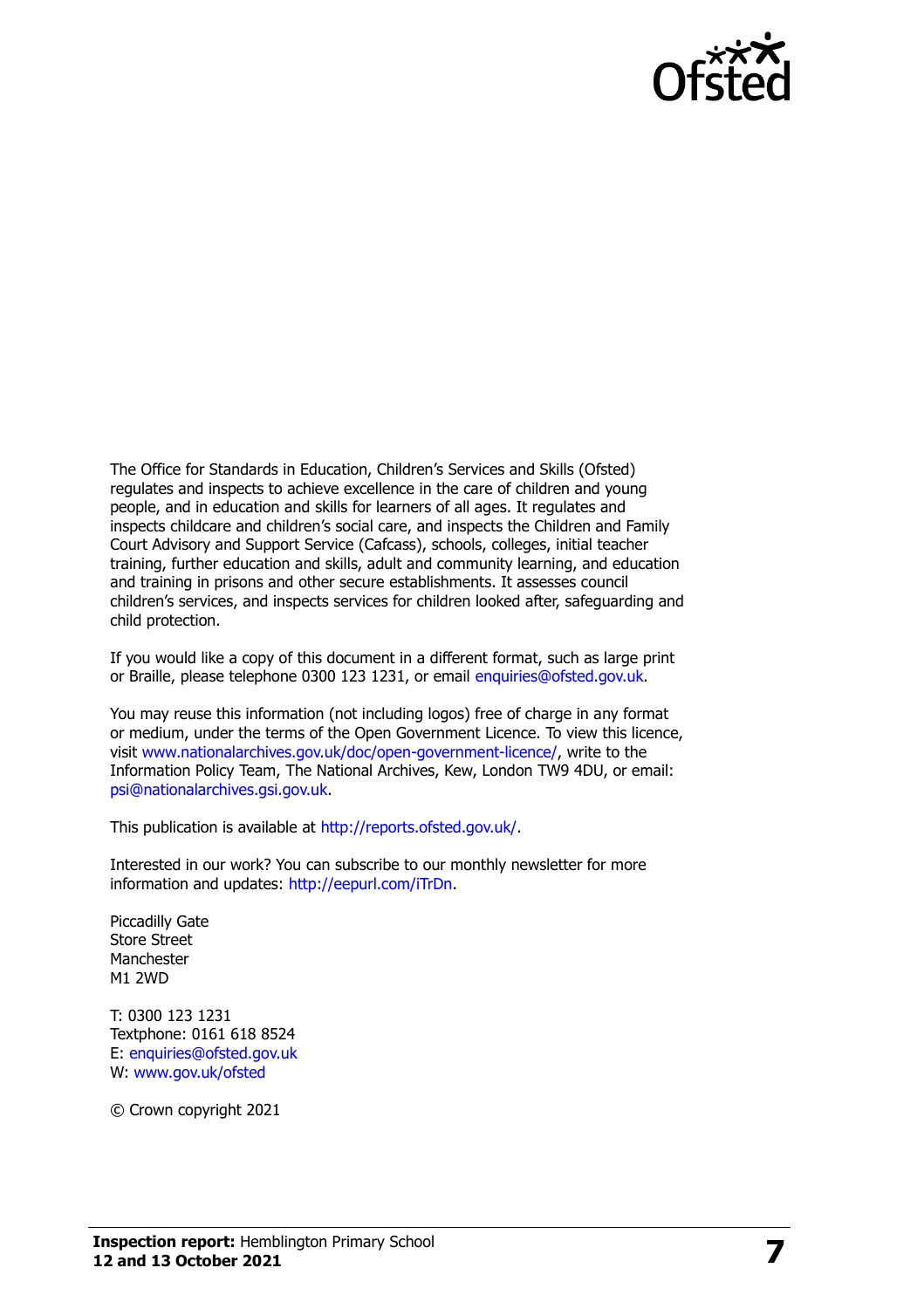The Office for Standards in Education, Children's Services and Skills (Ofsted) regulates and inspects to achieve excellence in the care of children and young people, and in education and skills for learners of all ages. It regulates and inspects childcare and children's social care, and inspects the Children and Family Court Advisory and Support Service (Cafcass), schools, colleges, initial teacher training, further education and skills, adult and community learning, and education and training in prisons and other secure establishments. It assesses council children's services, and inspects services for children looked after, safeguarding and child protection.

If you would like a copy of this document in a different format, such as large print or Braille, please telephone 0300 123 1231, or email enquiries@ofsted.gov.uk.

You may reuse this information (not including logos) free of charge in any format or medium, under the terms of the Open Government Licence. To view this licence, visit www.nationalarchives.gov.uk/doc/open-government-licence/, write to the Information Policy Team, The National Archives, Kew, London TW9 4DU, or email: psi@nationalarchives.gsi.gov.uk.

This publication is available at http://reports.ofsted.gov.uk/.

Interested in our work? You can subscribe to our monthly newsletter for more information and updates: http://eepurl.com/iTrDn.

Piccadilly Gate
Store Street
Manchester
M1 2WD

T: 0300 123 1231
Textphone: 0161 618 8524
E: enquiries@ofsted.gov.uk
W: www.gov.uk/ofsted

© Crown copyright 2021